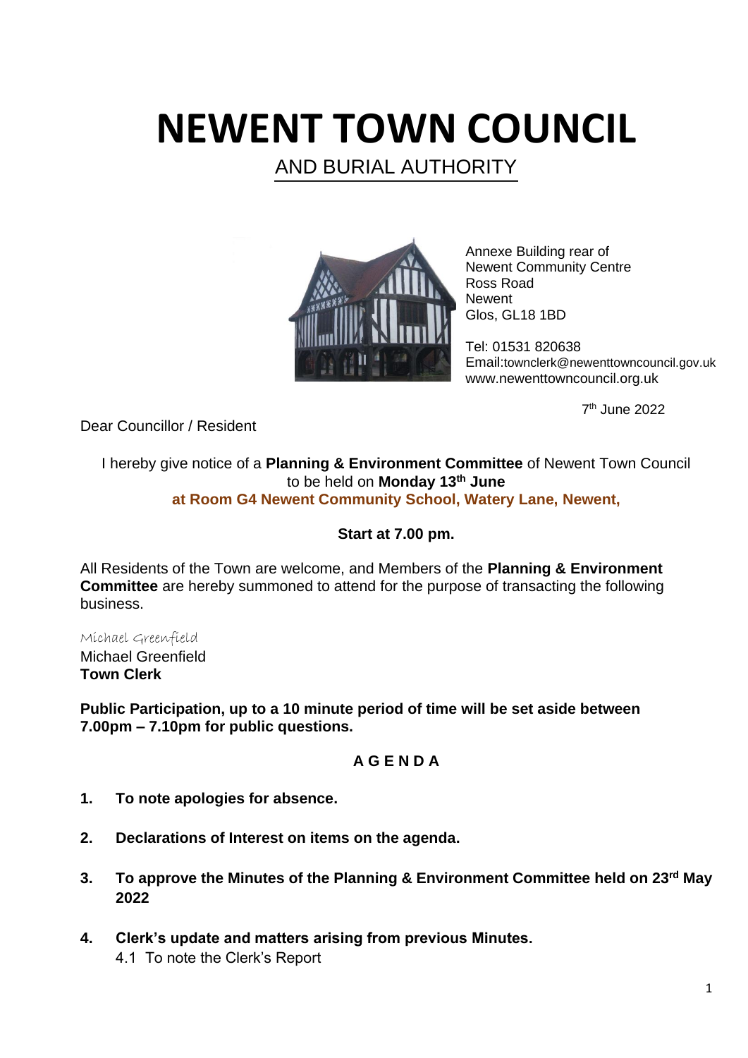# NEWENT TOWN COUNCIL

AND BURIAL AUTHORITY

Annexe Building rear of
Newent Community Centre
Ross Road
Newent
Glos, GL18 1BD

Tel: 01531 820638
Email:townclerk@newenttowncouncil.gov.uk
www.newenttowncouncil.org.uk

7th June 2022

Dear Councillor / Resident

I hereby give notice of a **Planning & Environment Committee** of Newent Town Council to be held on **Monday 13th June**
**at Room G4 Newent Community School, Watery Lane, Newent,**

**Start at 7.00 pm.**

All Residents of the Town are welcome, and Members of the **Planning & Environment Committee** are hereby summoned to attend for the purpose of transacting the following business.

*Michael Greenfield*
Michael Greenfield
**Town Clerk**

**Public Participation, up to a 10 minute period of time will be set aside between 7.00pm – 7.10pm for public questions.**

## A G E N D A

1. **To note apologies for absence.**

2. **Declarations of Interest on items on the agenda.**

3. **To approve the Minutes of the Planning & Environment Committee held on 23rd May 2022**

4. **Clerk's update and matters arising from previous Minutes.**
   4.1 To note the Clerk's Report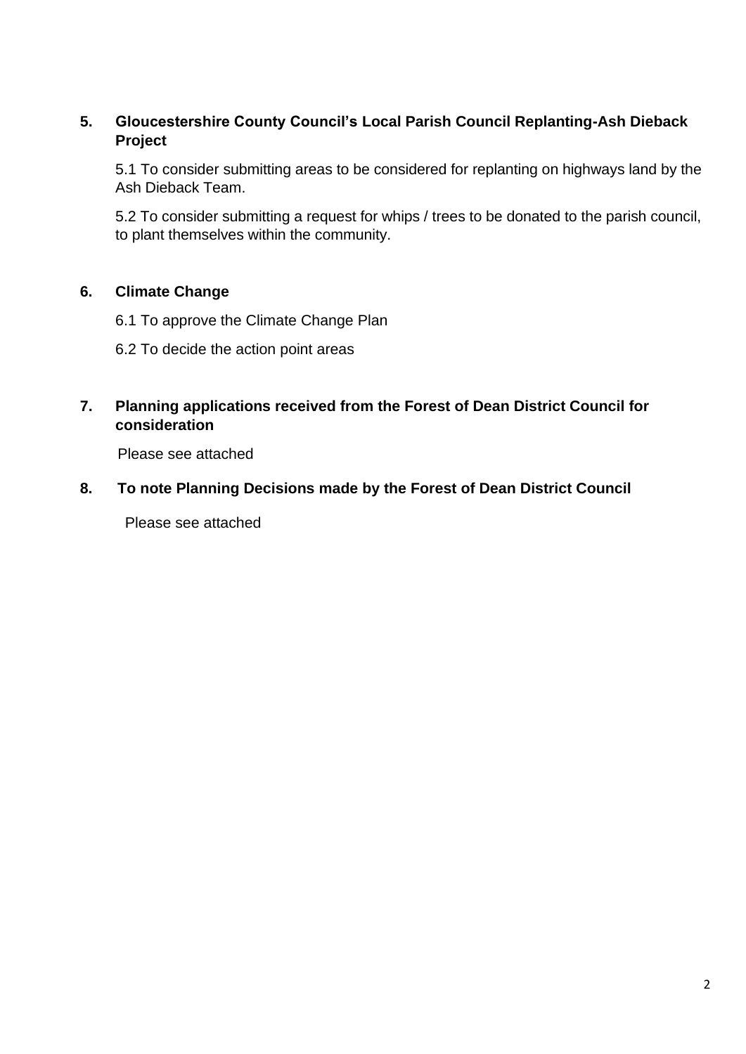**5. Gloucestershire County Council's Local Parish Council Replanting-Ash Dieback Project**

5.1 To consider submitting areas to be considered for replanting on highways land by the Ash Dieback Team.

5.2 To consider submitting a request for whips / trees to be donated to the parish council, to plant themselves within the community.

**6. Climate Change**

6.1 To approve the Climate Change Plan

6.2 To decide the action point areas

**7. Planning applications received from the Forest of Dean District Council for consideration**

Please see attached

**8. To note Planning Decisions made by the Forest of Dean District Council**

Please see attached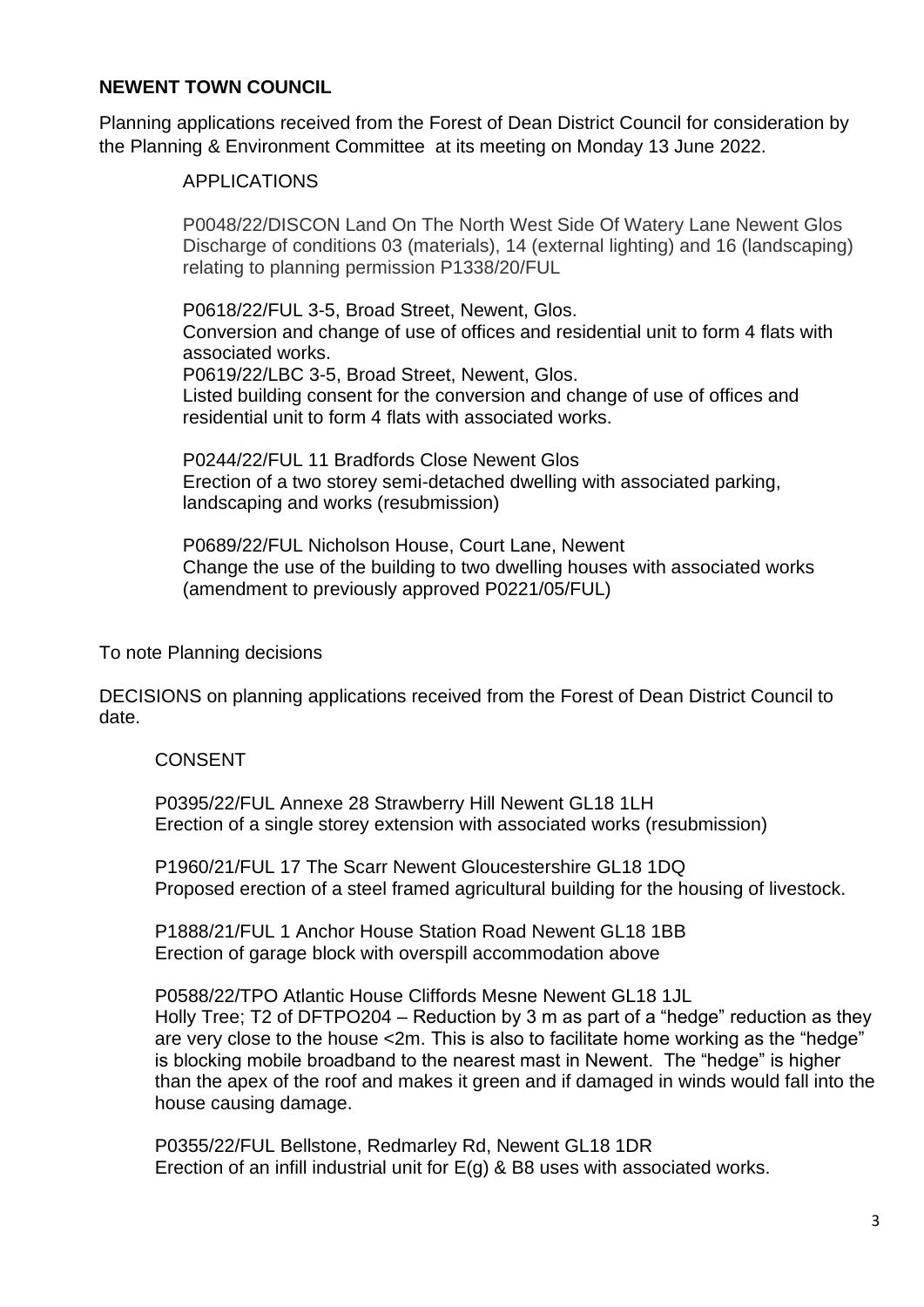**NEWENT TOWN COUNCIL**

Planning applications received from the Forest of Dean District Council for consideration by the Planning & Environment Committee at its meeting on Monday 13 June 2022.

APPLICATIONS

P0048/22/DISCON Land On The North West Side Of Watery Lane Newent Glos
Discharge of conditions 03 (materials), 14 (external lighting) and 16 (landscaping) relating to planning permission P1338/20/FUL

P0618/22/FUL 3-5, Broad Street, Newent, Glos.
Conversion and change of use of offices and residential unit to form 4 flats with associated works.
P0619/22/LBC 3-5, Broad Street, Newent, Glos.
Listed building consent for the conversion and change of use of offices and residential unit to form 4 flats with associated works.

P0244/22/FUL 11 Bradfords Close Newent Glos
Erection of a two storey semi-detached dwelling with associated parking, landscaping and works (resubmission)

P0689/22/FUL Nicholson House, Court Lane, Newent
Change the use of the building to two dwelling houses with associated works (amendment to previously approved P0221/05/FUL)

To note Planning decisions

DECISIONS on planning applications received from the Forest of Dean District Council to date.

CONSENT

P0395/22/FUL Annexe 28 Strawberry Hill Newent GL18 1LH
Erection of a single storey extension with associated works (resubmission)

P1960/21/FUL 17 The Scarr Newent Gloucestershire GL18 1DQ
Proposed erection of a steel framed agricultural building for the housing of livestock.

P1888/21/FUL 1 Anchor House Station Road Newent GL18 1BB
Erection of garage block with overspill accommodation above

P0588/22/TPO Atlantic House Cliffords Mesne Newent GL18 1JL
Holly Tree; T2 of DFTPO204 – Reduction by 3 m as part of a "hedge" reduction as they are very close to the house <2m. This is also to facilitate home working as the "hedge" is blocking mobile broadband to the nearest mast in Newent. The "hedge" is higher than the apex of the roof and makes it green and if damaged in winds would fall into the house causing damage.

P0355/22/FUL Bellstone, Redmarley Rd, Newent GL18 1DR
Erection of an infill industrial unit for E(g) & B8 uses with associated works.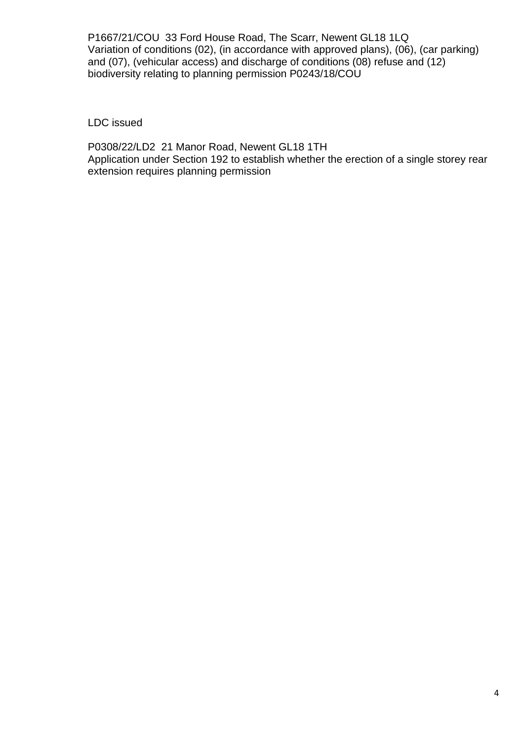P1667/21/COU  33 Ford House Road, The Scarr, Newent GL18 1LQ
Variation of conditions (02), (in accordance with approved plans), (06), (car parking) and (07), (vehicular access) and discharge of conditions (08) refuse and (12) biodiversity relating to planning permission P0243/18/COU

LDC issued

P0308/22/LD2  21 Manor Road, Newent GL18 1TH
Application under Section 192 to establish whether the erection of a single storey rear extension requires planning permission